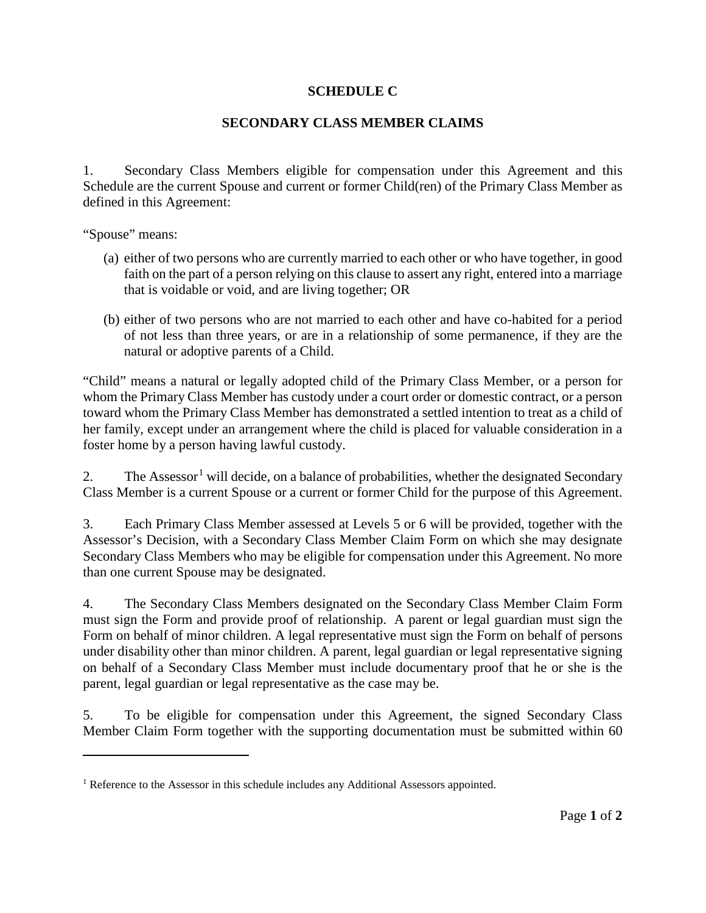# SCHEDULE C

## SECONDARY CLASS MEMBER CLAIMS

1. Secondary Class Members eligible for compensation under this Agreement and this Schedule are the current Spouse and current or former Child(ren) of the Primary Class Member as defined in this Agreement:

"Spouse" means:

(a) either of two persons who are currently married to each other or who have together, in good faith on the part of a person relying on this clause to assert any right, entered into a marriage that is voidable or void, and are living together; OR

(b) either of two persons who are not married to each other and have co-habited for a period of not less than three years, or are in a relationship of some permanence, if they are the natural or adoptive parents of a Child.

"Child" means a natural or legally adopted child of the Primary Class Member, or a person for whom the Primary Class Member has custody under a court order or domestic contract, or a person toward whom the Primary Class Member has demonstrated a settled intention to treat as a child of her family, except under an arrangement where the child is placed for valuable consideration in a foster home by a person having lawful custody.

2. The Assessor[1] will decide, on a balance of probabilities, whether the designated Secondary Class Member is a current Spouse or a current or former Child for the purpose of this Agreement.

3. Each Primary Class Member assessed at Levels 5 or 6 will be provided, together with the Assessor's Decision, with a Secondary Class Member Claim Form on which she may designate Secondary Class Members who may be eligible for compensation under this Agreement. No more than one current Spouse may be designated.

4. The Secondary Class Members designated on the Secondary Class Member Claim Form must sign the Form and provide proof of relationship. A parent or legal guardian must sign the Form on behalf of minor children. A legal representative must sign the Form on behalf of persons under disability other than minor children. A parent, legal guardian or legal representative signing on behalf of a Secondary Class Member must include documentary proof that he or she is the parent, legal guardian or legal representative as the case may be.

5. To be eligible for compensation under this Agreement, the signed Secondary Class Member Claim Form together with the supporting documentation must be submitted within 60

[1] Reference to the Assessor in this schedule includes any Additional Assessors appointed.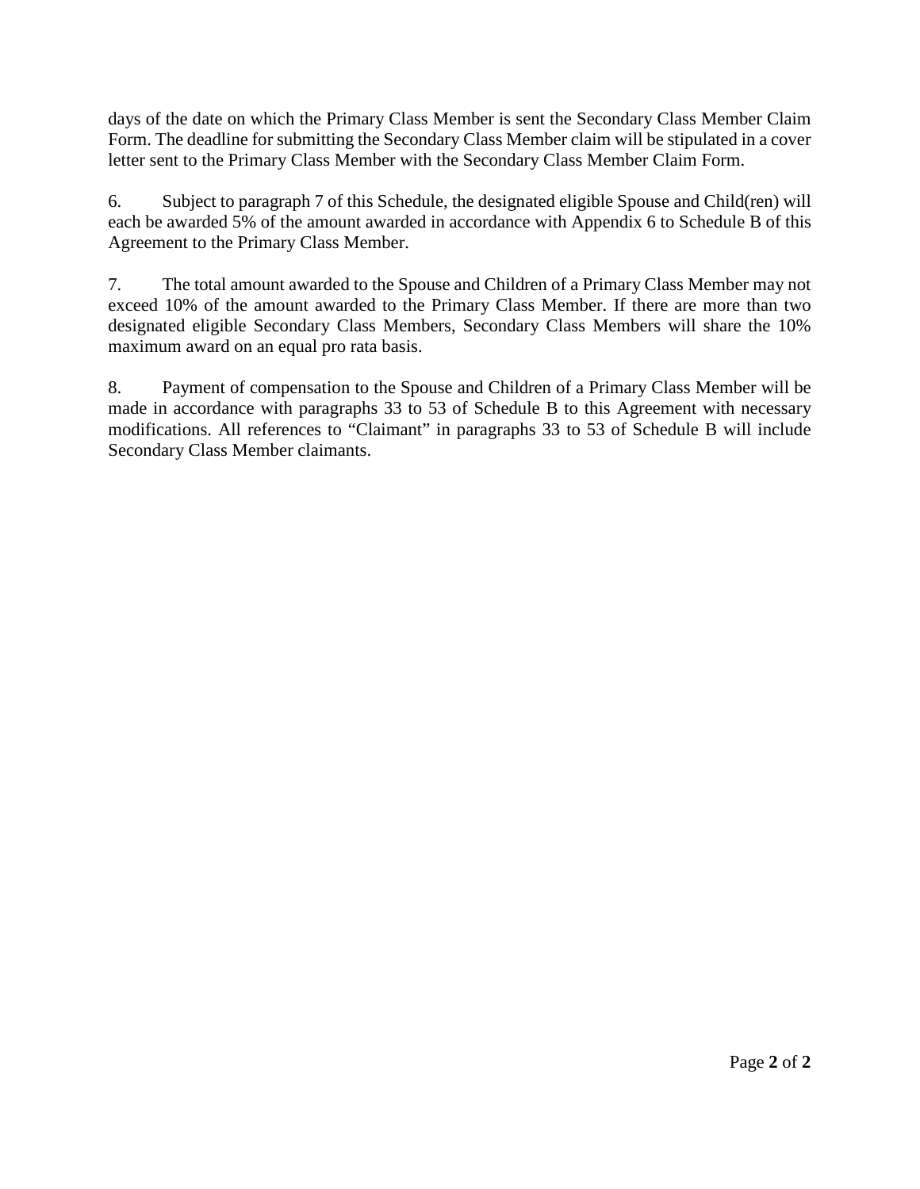days of the date on which the Primary Class Member is sent the Secondary Class Member Claim Form. The deadline for submitting the Secondary Class Member claim will be stipulated in a cover letter sent to the Primary Class Member with the Secondary Class Member Claim Form.

6. Subject to paragraph 7 of this Schedule, the designated eligible Spouse and Child(ren) will each be awarded 5% of the amount awarded in accordance with Appendix 6 to Schedule B of this Agreement to the Primary Class Member.

7. The total amount awarded to the Spouse and Children of a Primary Class Member may not exceed 10% of the amount awarded to the Primary Class Member. If there are more than two designated eligible Secondary Class Members, Secondary Class Members will share the 10% maximum award on an equal pro rata basis.

8. Payment of compensation to the Spouse and Children of a Primary Class Member will be made in accordance with paragraphs 33 to 53 of Schedule B to this Agreement with necessary modifications. All references to "Claimant" in paragraphs 33 to 53 of Schedule B will include Secondary Class Member claimants.